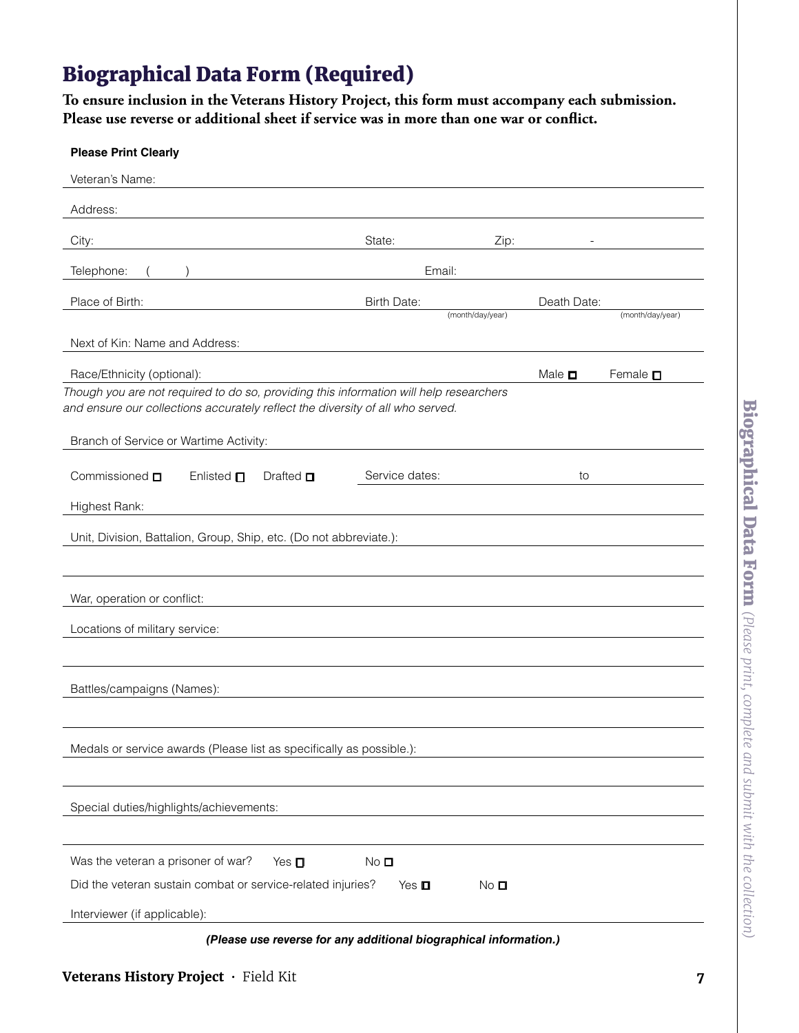# Biographical Data Form (Required)

**To ensure inclusion in the Veterans History Project, this form must accompany each submission. Please use reverse or additional sheet if service was in more than one war or conflict.**

**Please Print Clearly**

Veteran's Name: ______________________________

Address: ______________________________

City: ______________ State: ________ Zip: ________ - ______

Telephone: ( ) ______________ Email: ______________

Place of Birth: ______________ Birth Date: ______________ (month/day/year) Death Date: ______________ (month/day/year)

Next of Kin: Name and Address: ______________________________

Race/Ethnicity (optional): ______________ Male ☐ Female ☐

*Though you are not required to do so, providing this information will help researchers and ensure our collections accurately reflect the diversity of all who served.*

Branch of Service or Wartime Activity: ______________________________

Commissioned ☐ Enlisted ☐ Drafted ☐ Service dates: ______________ to ______________

Highest Rank: ______________________________

Unit, Division, Battalion, Group, Ship, etc. (Do not abbreviate.): ______________________________

______________________________

War, operation or conflict: ______________________________

Locations of military service: ______________________________

______________________________

Battles/campaigns (Names): ______________________________

______________________________

Medals or service awards (Please list as specifically as possible.): ______________________________

______________________________

Special duties/highlights/achievements: ______________________________

______________________________

Was the veteran a prisoner of war? Yes ☐ No ☐

Did the veteran sustain combat or service-related injuries? Yes ☐ No ☐

Interviewer (if applicable): ______________________________

***(Please use reverse for any additional biographical information.)***

**Biographical Data Form** *(Please print, complete and submit with the collection)*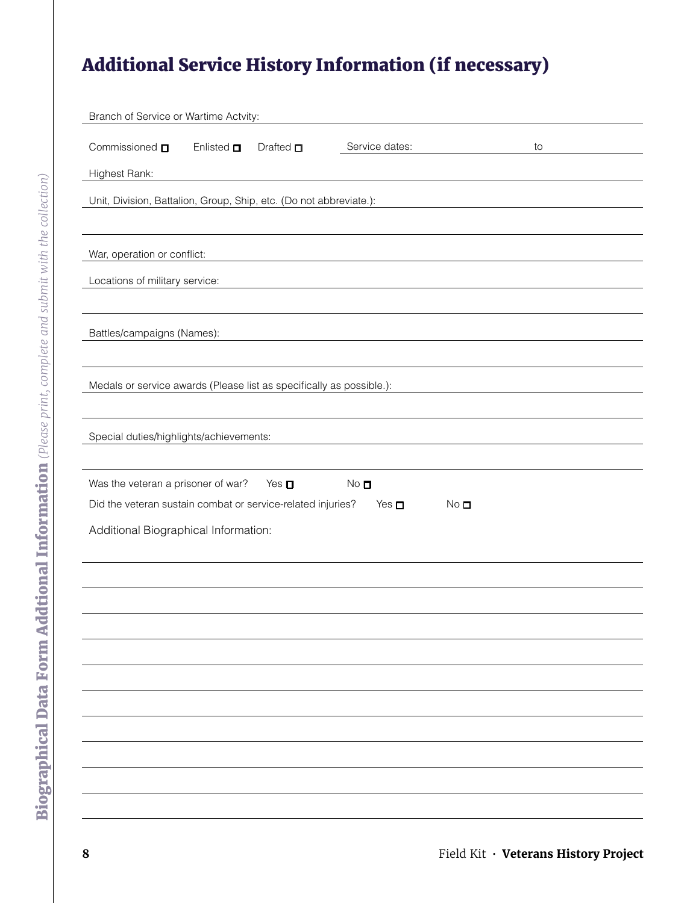# Additional Service History Information (if necessary)

Branch of Service or Wartime Actvity:

Commissioned ☐ Enlisted ☐ Drafted ☐ Service dates: to

Highest Rank:

Unit, Division, Battalion, Group, Ship, etc. (Do not abbreviate.):

War, operation or conflict:

Locations of military service:

Battles/campaigns (Names):

Medals or service awards (Please list as specifically as possible.):

Special duties/highlights/achievements:

Was the veteran a prisoner of war? Yes ☐ No ☐

Did the veteran sustain combat or service-related injuries? Yes ☐ No ☐

Additional Biographical Information:

**Biographical Data Form Addtional Information** *(Please print, complete and submit with the collection)*